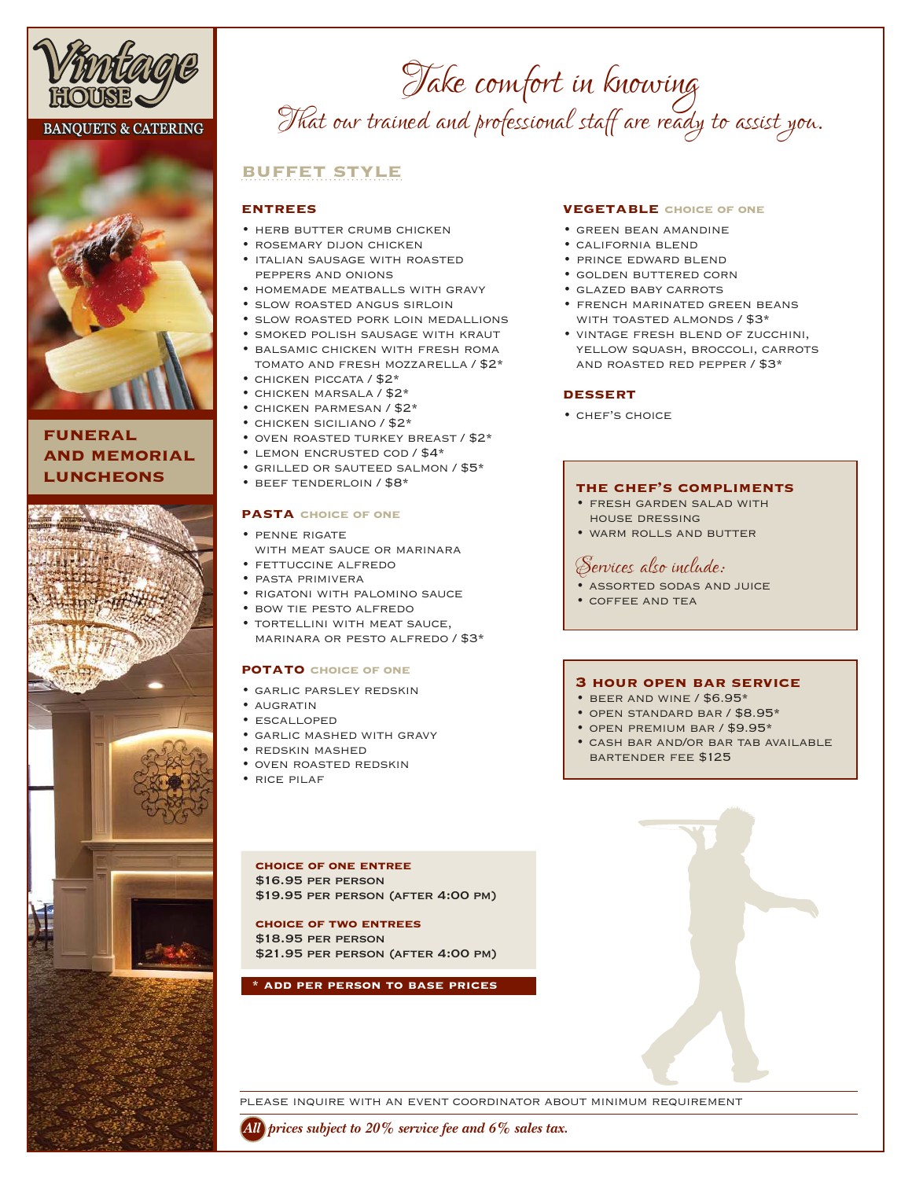# Vintage HOUSE

BANQUETS & CATERING

**FUNERAL AND MEMORIAL LUNCHEONS**

*Take comfort in knowing*
*That our trained and professional staff are ready to assist you.*

## BUFFET STYLE

### ENTREES

- HERB BUTTER CRUMB CHICKEN
- ROSEMARY DIJON CHICKEN
- ITALIAN SAUSAGE WITH ROASTED PEPPERS AND ONIONS
- HOMEMADE MEATBALLS WITH GRAVY
- SLOW ROASTED ANGUS SIRLOIN
- SLOW ROASTED PORK LOIN MEDALLIONS
- SMOKED POLISH SAUSAGE WITH KRAUT
- BALSAMIC CHICKEN WITH FRESH ROMA TOMATO AND FRESH MOZZARELLA / $2*
- CHICKEN PICCATA / $2*
- CHICKEN MARSALA / $2*
- CHICKEN PARMESAN / $2*
- CHICKEN SICILIANO / $2*
- OVEN ROASTED TURKEY BREAST / $2*
- LEMON ENCRUSTED COD / $4*
- GRILLED OR SAUTEED SALMON / $5*
- BEEF TENDERLOIN / $8*

### PASTA CHOICE OF ONE

- PENNE RIGATE WITH MEAT SAUCE OR MARINARA
- FETTUCCINE ALFREDO
- PASTA PRIMIVERA
- RIGATONI WITH PALOMINO SAUCE
- BOW TIE PESTO ALFREDO
- TORTELLINI WITH MEAT SAUCE, MARINARA OR PESTO ALFREDO / $3*

### POTATO CHOICE OF ONE

- GARLIC PARSLEY REDSKIN
- AUGRATIN
- ESCALLOPED
- GARLIC MASHED WITH GRAVY
- REDSKIN MASHED
- OVEN ROASTED REDSKIN
- RICE PILAF

### VEGETABLE CHOICE OF ONE

- GREEN BEAN AMANDINE
- CALIFORNIA BLEND
- PRINCE EDWARD BLEND
- GOLDEN BUTTERED CORN
- GLAZED BABY CARROTS
- FRENCH MARINATED GREEN BEANS WITH TOASTED ALMONDS / $3*
- VINTAGE FRESH BLEND OF ZUCCHINI, YELLOW SQUASH, BROCCOLI, CARROTS AND ROASTED RED PEPPER / $3*

### DESSERT

- CHEF'S CHOICE

### THE CHEF'S COMPLIMENTS

- FRESH GARDEN SALAD WITH HOUSE DRESSING
- WARM ROLLS AND BUTTER

*Services also include:*

- ASSORTED SODAS AND JUICE
- COFFEE AND TEA

### 3 HOUR OPEN BAR SERVICE

- BEER AND WINE / $6.95*
- OPEN STANDARD BAR / $8.95*
- OPEN PREMIUM BAR / $9.95*
- CASH BAR AND/OR BAR TAB AVAILABLE BARTENDER FEE $125

**CHOICE OF ONE ENTREE**
$16.95 PER PERSON
$19.95 PER PERSON (AFTER 4:00 PM)

**CHOICE OF TWO ENTREES**
$18.95 PER PERSON
$21.95 PER PERSON (AFTER 4:00 PM)

**\* ADD PER PERSON TO BASE PRICES**

PLEASE INQUIRE WITH AN EVENT COORDINATOR ABOUT MINIMUM REQUIREMENT

*All prices subject to 20% service fee and 6% sales tax.*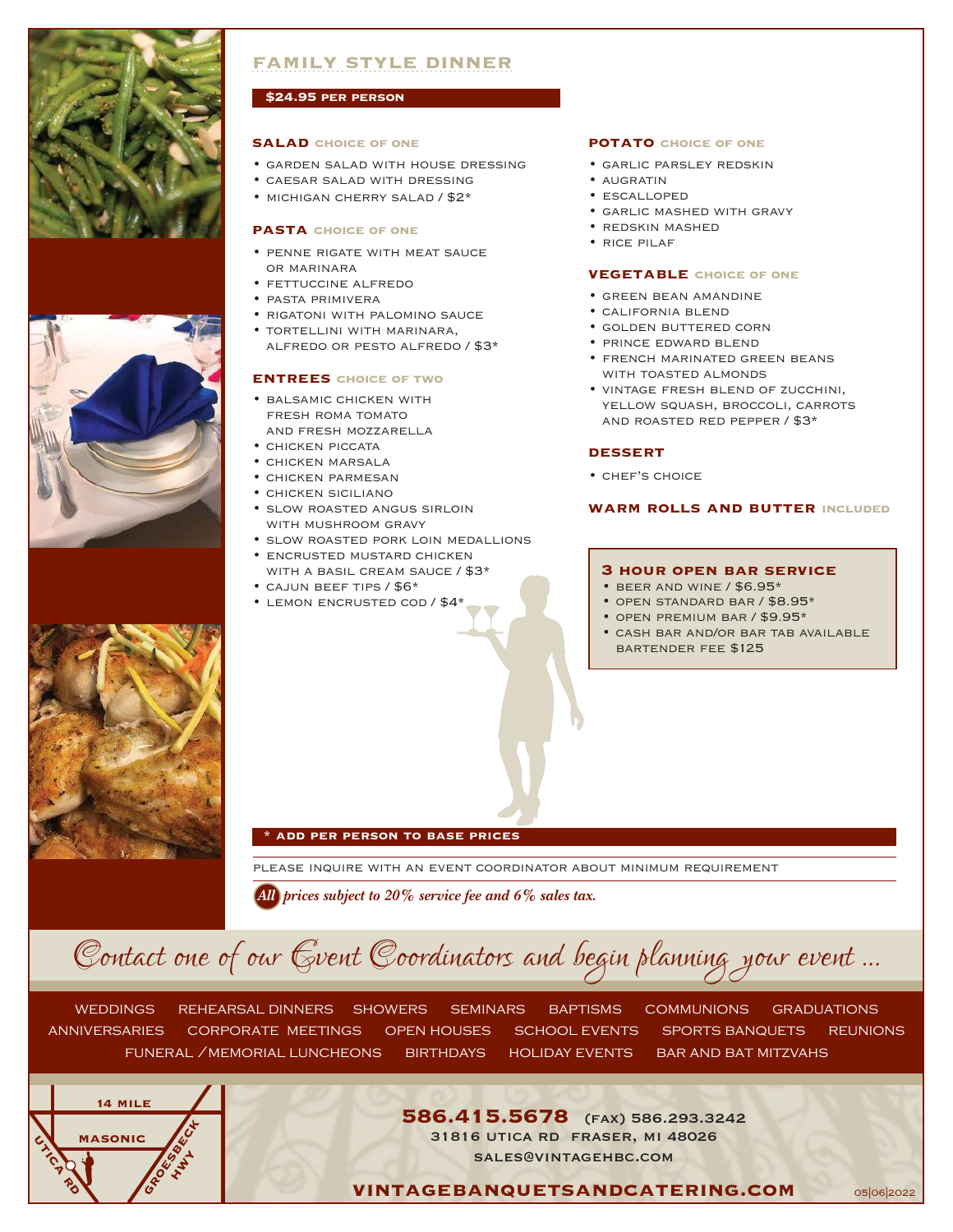## FAMILY STYLE DINNER

**$24.95 PER PERSON**

### SALAD CHOICE OF ONE

- GARDEN SALAD WITH HOUSE DRESSING
- CAESAR SALAD WITH DRESSING
- MICHIGAN CHERRY SALAD / $2*

### PASTA CHOICE OF ONE

- PENNE RIGATE WITH MEAT SAUCE OR MARINARA
- FETTUCCINE ALFREDO
- PASTA PRIMIVERA
- RIGATONI WITH PALOMINO SAUCE
- TORTELLINI WITH MARINARA, ALFREDO OR PESTO ALFREDO / $3*

### ENTREES CHOICE OF TWO

- BALSAMIC CHICKEN WITH FRESH ROMA TOMATO AND FRESH MOZZARELLA
- CHICKEN PICCATA
- CHICKEN MARSALA
- CHICKEN PARMESAN
- CHICKEN SICILIANO
- SLOW ROASTED ANGUS SIRLOIN WITH MUSHROOM GRAVY
- SLOW ROASTED PORK LOIN MEDALLIONS
- ENCRUSTED MUSTARD CHICKEN WITH A BASIL CREAM SAUCE / $3*
- CAJUN BEEF TIPS / $6*
- LEMON ENCRUSTED COD / $4*

### POTATO CHOICE OF ONE

- GARLIC PARSLEY REDSKIN
- AUGRATIN
- ESCALLOPED
- GARLIC MASHED WITH GRAVY
- REDSKIN MASHED
- RICE PILAF

### VEGETABLE CHOICE OF ONE

- GREEN BEAN AMANDINE
- CALIFORNIA BLEND
- GOLDEN BUTTERED CORN
- PRINCE EDWARD BLEND
- FRENCH MARINATED GREEN BEANS WITH TOASTED ALMONDS
- VINTAGE FRESH BLEND OF ZUCCHINI, YELLOW SQUASH, BROCCOLI, CARROTS AND ROASTED RED PEPPER / $3*

### DESSERT

- CHEF'S CHOICE

### WARM ROLLS AND BUTTER INCLUDED

### 3 HOUR OPEN BAR SERVICE

- BEER AND WINE / $6.95*
- OPEN STANDARD BAR / $8.95*
- OPEN PREMIUM BAR / $9.95*
- CASH BAR AND/OR BAR TAB AVAILABLE BARTENDER FEE $125

**\* ADD PER PERSON TO BASE PRICES**

PLEASE INQUIRE WITH AN EVENT COORDINATOR ABOUT MINIMUM REQUIREMENT

*All prices subject to 20% service fee and 6% sales tax.*

*Contact one of our Event Coordinators and begin planning your event ...*

WEDDINGS · REHEARSAL DINNERS · SHOWERS · SEMINARS · BAPTISMS · COMMUNIONS · GRADUATIONS · ANNIVERSARIES · CORPORATE MEETINGS · OPEN HOUSES · SCHOOL EVENTS · SPORTS BANQUETS · REUNIONS · FUNERAL / MEMORIAL LUNCHEONS · BIRTHDAYS · HOLIDAY EVENTS · BAR AND BAT MITZVAHS

14 MILE
MASONIC
UTICA RD
GROESBECK HWY

**586.415.5678** (FAX) 586.293.3242
31816 UTICA RD FRASER, MI 48026
SALES@VINTAGEHBC.COM

**VINTAGEBANQUETSANDCATERING.COM**

05|06|2022